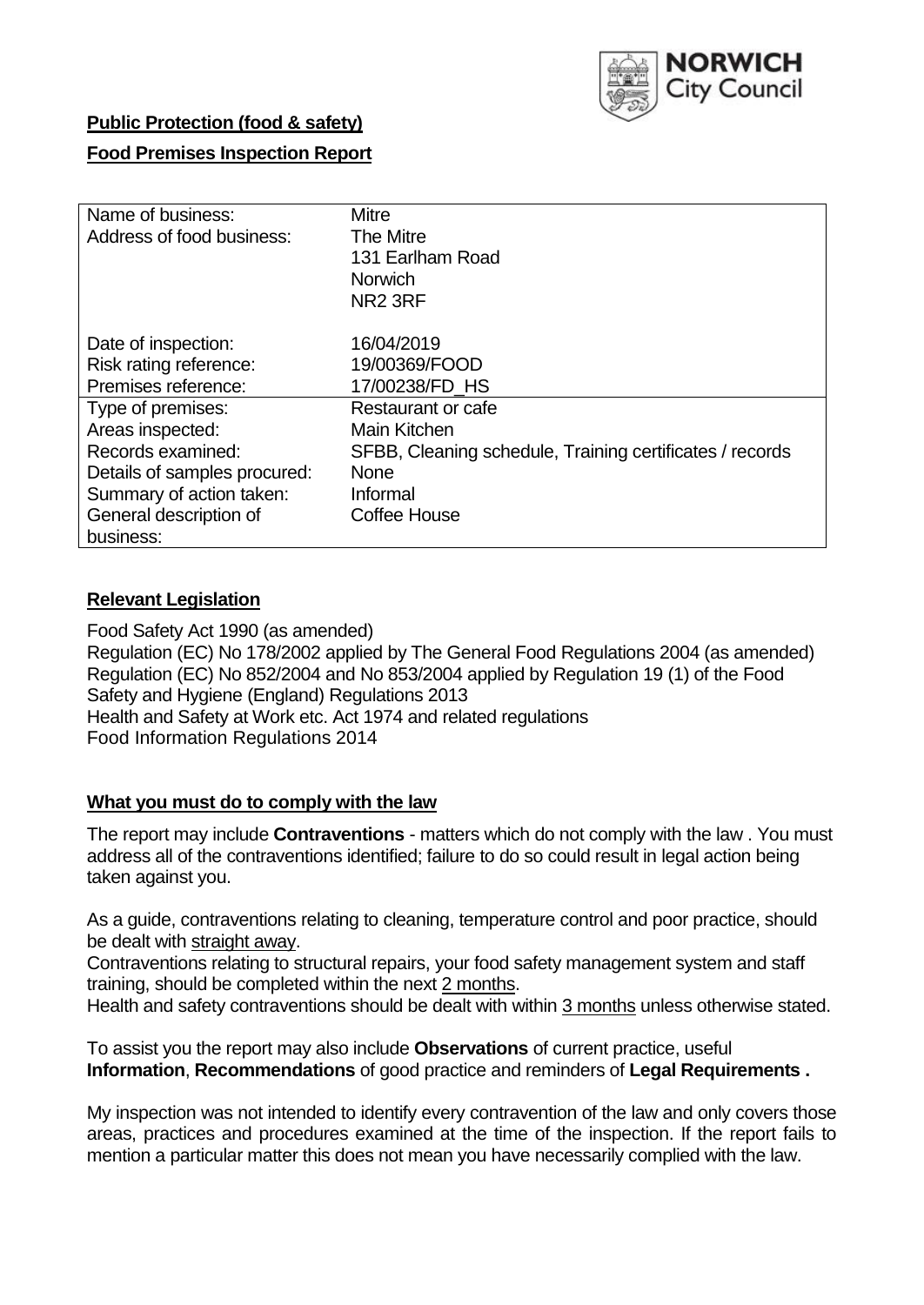**Public Protection (food & safety)**

**Food Premises Inspection Report**

| | |
|---|---|
| Name of business: | Mitre |
| Address of food business: | The Mitre<br>131 Earlham Road<br>Norwich<br>NR2 3RF |
| Date of inspection: | 16/04/2019 |
| Risk rating reference: | 19/00369/FOOD |
| Premises reference: | 17/00238/FD_HS |
| Type of premises: | Restaurant or cafe |
| Areas inspected: | Main Kitchen |
| Records examined: | SFBB, Cleaning schedule, Training certificates / records |
| Details of samples procured: | None |
| Summary of action taken: | Informal |
| General description of business: | Coffee House |

## Relevant Legislation

Food Safety Act 1990 (as amended)
Regulation (EC) No 178/2002 applied by The General Food Regulations 2004 (as amended)
Regulation (EC) No 852/2004 and No 853/2004 applied by Regulation 19 (1) of the Food Safety and Hygiene (England) Regulations 2013
Health and Safety at Work etc. Act 1974 and related regulations
Food Information Regulations 2014

## What you must do to comply with the law

The report may include **Contraventions** - matters which do not comply with the law . You must address all of the contraventions identified; failure to do so could result in legal action being taken against you.

As a guide, contraventions relating to cleaning, temperature control and poor practice, should be dealt with straight away.

Contraventions relating to structural repairs, your food safety management system and staff training, should be completed within the next 2 months.

Health and safety contraventions should be dealt with within 3 months unless otherwise stated.

To assist you the report may also include **Observations** of current practice, useful **Information**, **Recommendations** of good practice and reminders of **Legal Requirements .**

My inspection was not intended to identify every contravention of the law and only covers those areas, practices and procedures examined at the time of the inspection. If the report fails to mention a particular matter this does not mean you have necessarily complied with the law.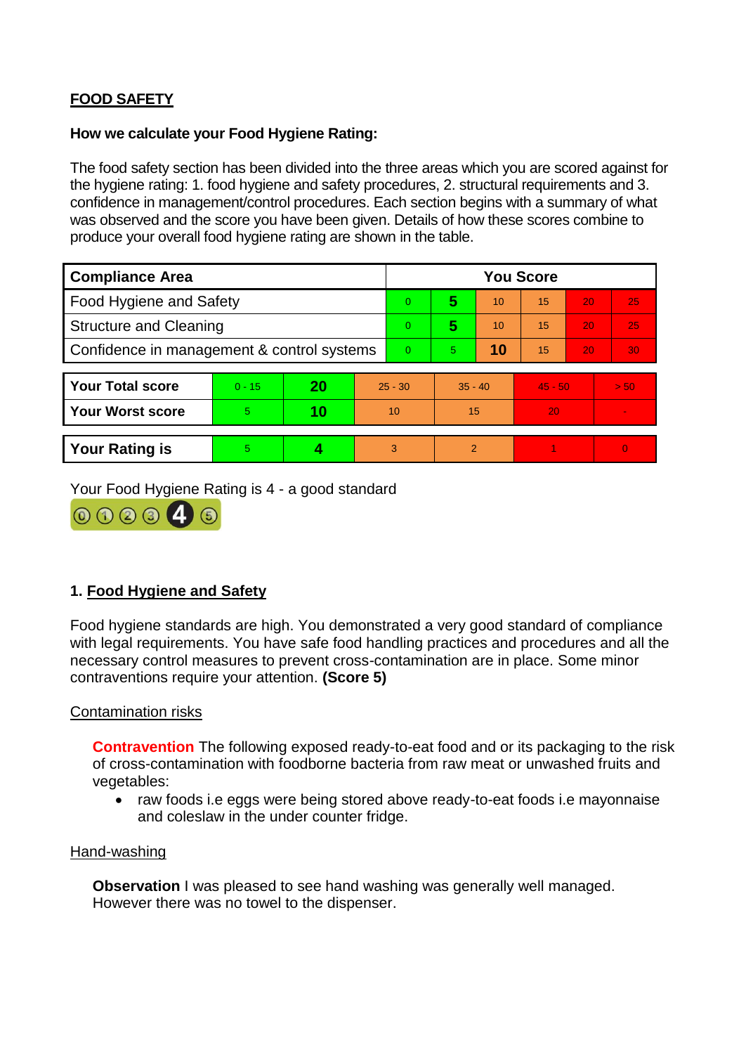## FOOD SAFETY

**How we calculate your Food Hygiene Rating:**

The food safety section has been divided into the three areas which you are scored against for the hygiene rating: 1. food hygiene and safety procedures, 2. structural requirements and 3. confidence in management/control procedures. Each section begins with a summary of what was observed and the score you have been given. Details of how these scores combine to produce your overall food hygiene rating are shown in the table.

| Compliance Area | You Score | | | | | |
|---|---|---|---|---|---|---|
| Food Hygiene and Safety | 0 | **5** | 10 | 15 | 20 | 25 |
| Structure and Cleaning | 0 | **5** | 10 | 15 | 20 | 25 |
| Confidence in management & control systems | 0 | 5 | **10** | 15 | 20 | 30 |

| | | | | | | |
|---|---|---|---|---|---|---|
| **Your Total score** | 0 - 15 | **20** | 25 - 30 | 35 - 40 | 45 - 50 | > 50 |
| **Your Worst score** | 5 | **10** | 10 | 15 | 20 | - |

| | | | | | | |
|---|---|---|---|---|---|---|
| **Your Rating is** | 5 | **4** | 3 | 2 | 1 | 0 |

Your Food Hygiene Rating is 4 - a good standard

## 1. Food Hygiene and Safety

Food hygiene standards are high. You demonstrated a very good standard of compliance with legal requirements. You have safe food handling practices and procedures and all the necessary control measures to prevent cross-contamination are in place. Some minor contraventions require your attention. **(Score 5)**

Contamination risks

**Contravention** The following exposed ready-to-eat food and or its packaging to the risk of cross-contamination with foodborne bacteria from raw meat or unwashed fruits and vegetables:

- raw foods i.e eggs were being stored above ready-to-eat foods i.e mayonnaise and coleslaw in the under counter fridge.

Hand-washing

**Observation** I was pleased to see hand washing was generally well managed. However there was no towel to the dispenser.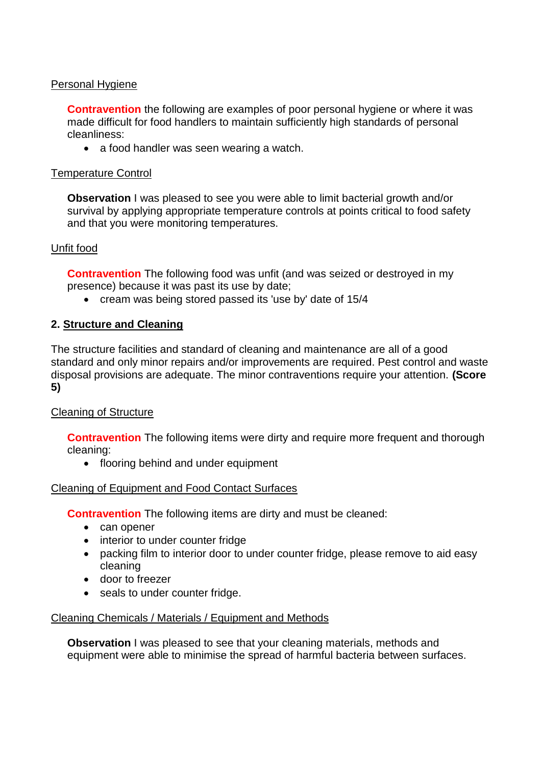Personal Hygiene

**Contravention** the following are examples of poor personal hygiene or where it was made difficult for food handlers to maintain sufficiently high standards of personal cleanliness:

- a food handler was seen wearing a watch.

Temperature Control

**Observation** I was pleased to see you were able to limit bacterial growth and/or survival by applying appropriate temperature controls at points critical to food safety and that you were monitoring temperatures.

Unfit food

**Contravention** The following food was unfit (and was seized or destroyed in my presence) because it was past its use by date;

- cream was being stored passed its 'use by' date of 15/4

## 2. Structure and Cleaning

The structure facilities and standard of cleaning and maintenance are all of a good standard and only minor repairs and/or improvements are required. Pest control and waste disposal provisions are adequate. The minor contraventions require your attention. **(Score 5)**

Cleaning of Structure

**Contravention** The following items were dirty and require more frequent and thorough cleaning:

- flooring behind and under equipment

Cleaning of Equipment and Food Contact Surfaces

**Contravention** The following items are dirty and must be cleaned:

- can opener
- interior to under counter fridge
- packing film to interior door to under counter fridge, please remove to aid easy cleaning
- door to freezer
- seals to under counter fridge.

Cleaning Chemicals / Materials / Equipment and Methods

**Observation** I was pleased to see that your cleaning materials, methods and equipment were able to minimise the spread of harmful bacteria between surfaces.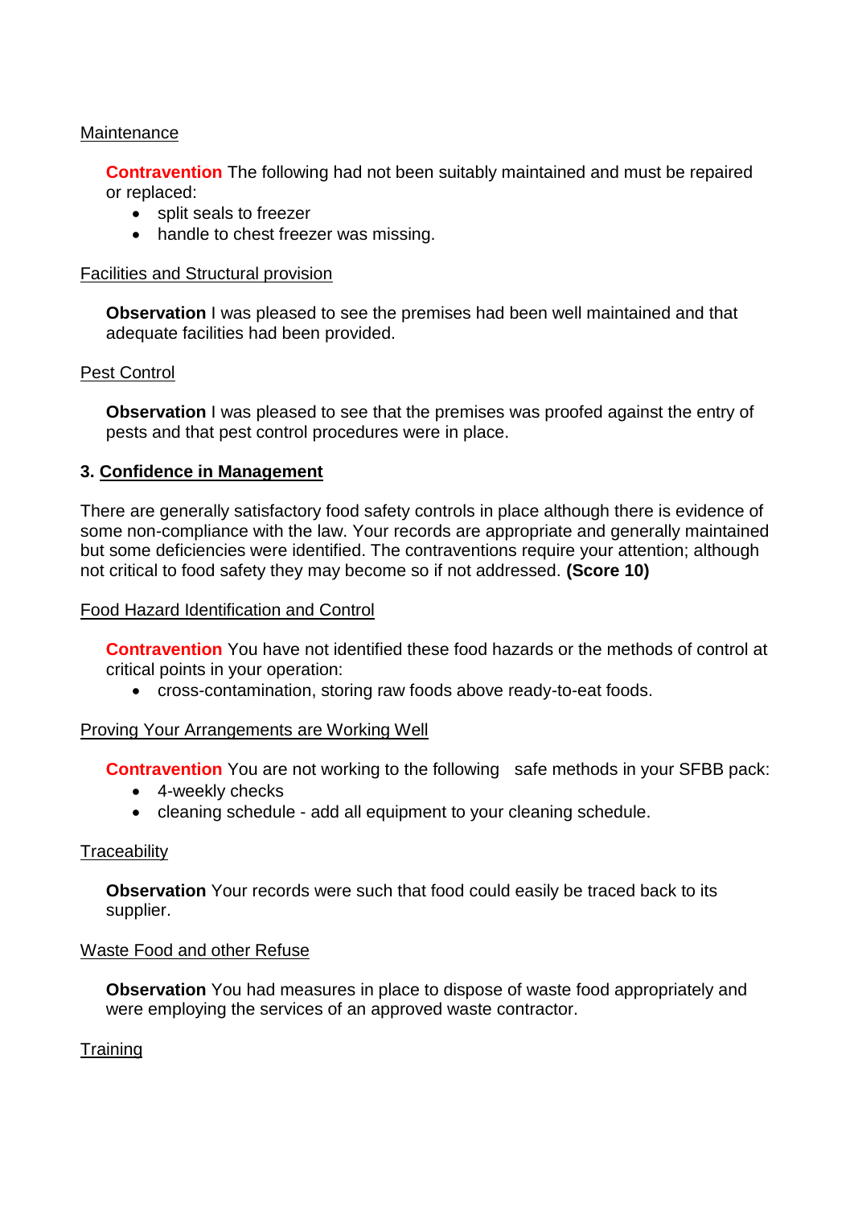Maintenance

**Contravention** The following had not been suitably maintained and must be repaired or replaced:

- split seals to freezer
- handle to chest freezer was missing.

Facilities and Structural provision

**Observation** I was pleased to see the premises had been well maintained and that adequate facilities had been provided.

Pest Control

**Observation** I was pleased to see that the premises was proofed against the entry of pests and that pest control procedures were in place.

## 3. Confidence in Management

There are generally satisfactory food safety controls in place although there is evidence of some non-compliance with the law. Your records are appropriate and generally maintained but some deficiencies were identified. The contraventions require your attention; although not critical to food safety they may become so if not addressed. **(Score 10)**

Food Hazard Identification and Control

**Contravention** You have not identified these food hazards or the methods of control at critical points in your operation:

- cross-contamination, storing raw foods above ready-to-eat foods.

Proving Your Arrangements are Working Well

**Contravention** You are not working to the following safe methods in your SFBB pack:

- 4-weekly checks
- cleaning schedule - add all equipment to your cleaning schedule.

Traceability

**Observation** Your records were such that food could easily be traced back to its supplier.

Waste Food and other Refuse

**Observation** You had measures in place to dispose of waste food appropriately and were employing the services of an approved waste contractor.

Training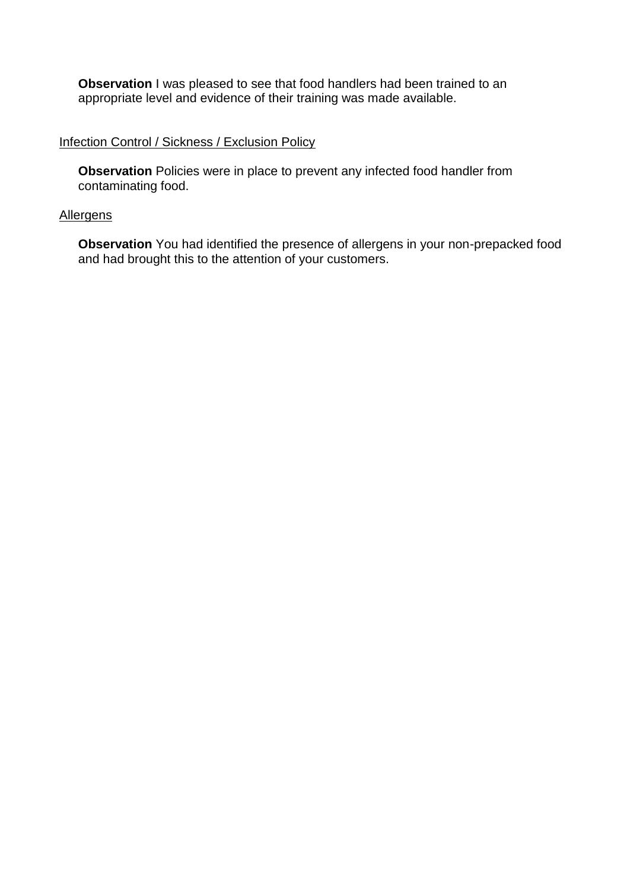**Observation** I was pleased to see that food handlers had been trained to an appropriate level and evidence of their training was made available.

Infection Control / Sickness / Exclusion Policy

**Observation** Policies were in place to prevent any infected food handler from contaminating food.

Allergens

**Observation** You had identified the presence of allergens in your non-prepacked food and had brought this to the attention of your customers.